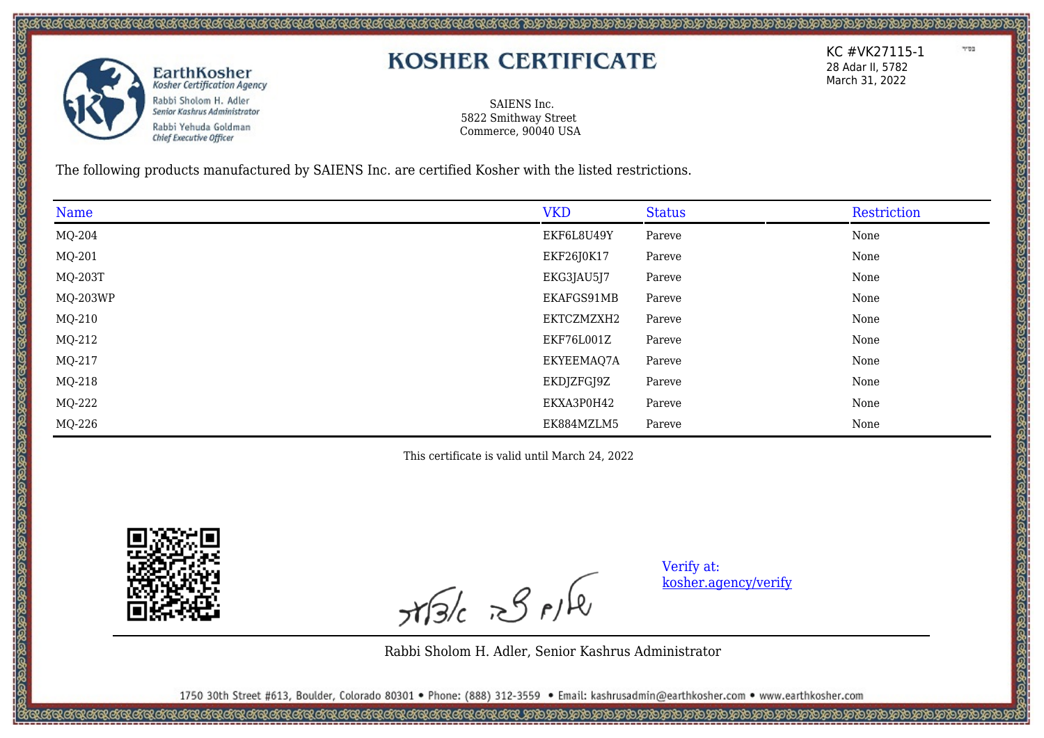EarthKosher
*Kosher Certification Agency*
Rabbi Sholom H. Adler
*Senior Kashrus Administrator*
Rabbi Yehuda Goldman
*Chief Executive Officer*

# KOSHER CERTIFICATE

KC #VK27115-1
28 Adar II, 5782
March 31, 2022

SAIENS Inc.
5822 Smithway Street
Commerce, 90040 USA

The following products manufactured by SAIENS Inc. are certified Kosher with the listed restrictions.

| Name | VKD | Status | | Restriction |
|---|---|---|---|---|
| MQ-204 | EKF6L8U49Y | Pareve | | None |
| MQ-201 | EKF26J0K17 | Pareve | | None |
| MQ-203T | EKG3JAU5J7 | Pareve | | None |
| MQ-203WP | EKAFGS91MB | Pareve | | None |
| MQ-210 | EKTCZMZXH2 | Pareve | | None |
| MQ-212 | EKF76L001Z | Pareve | | None |
| MQ-217 | EKYEEMAQ7A | Pareve | | None |
| MQ-218 | EKDJZFGJ9Z | Pareve | | None |
| MQ-222 | EKXA3P0H42 | Pareve | | None |
| MQ-226 | EK884MZLM5 | Pareve | | None |

This certificate is valid until March 24, 2022

Verify at:
[kosher.agency/verify](kosher.agency/verify)

Rabbi Sholom H. Adler, Senior Kashrus Administrator

1750 30th Street #613, Boulder, Colorado 80301 • Phone: (888) 312-3559 • Email: kashrusadmin@earthkosher.com • www.earthkosher.com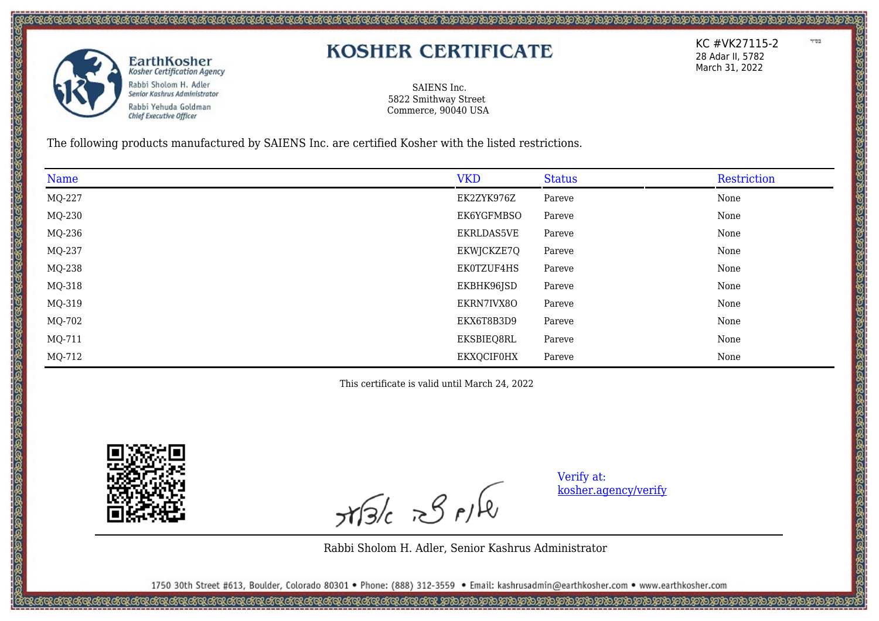EarthKosher
*Kosher Certification Agency*
Rabbi Sholom H. Adler
*Senior Kashrus Administrator*
Rabbi Yehuda Goldman
*Chief Executive Officer*

# KOSHER CERTIFICATE

KC #VK27115-2
28 Adar II, 5782
March 31, 2022

SAIENS Inc.
5822 Smithway Street
Commerce, 90040 USA

The following products manufactured by SAIENS Inc. are certified Kosher with the listed restrictions.

| Name | VKD | Status | Restriction |
|---|---|---|---|
| MQ-227 | EK2ZYK976Z | Pareve | None |
| MQ-230 | EK6YGFMBSO | Pareve | None |
| MQ-236 | EKRLDAS5VE | Pareve | None |
| MQ-237 | EKWJCKZE7Q | Pareve | None |
| MQ-238 | EK0TZUF4HS | Pareve | None |
| MQ-318 | EKBHK96JSD | Pareve | None |
| MQ-319 | EKRN7IVX8O | Pareve | None |
| MQ-702 | EKX6T8B3D9 | Pareve | None |
| MQ-711 | EKSBIEQ8RL | Pareve | None |
| MQ-712 | EKXQCIF0HX | Pareve | None |

This certificate is valid until March 24, 2022

Verify at:
kosher.agency/verify

Rabbi Sholom H. Adler, Senior Kashrus Administrator

1750 30th Street #613, Boulder, Colorado 80301 • Phone: (888) 312-3559 • Email: kashrusadmin@earthkosher.com • www.earthkosher.com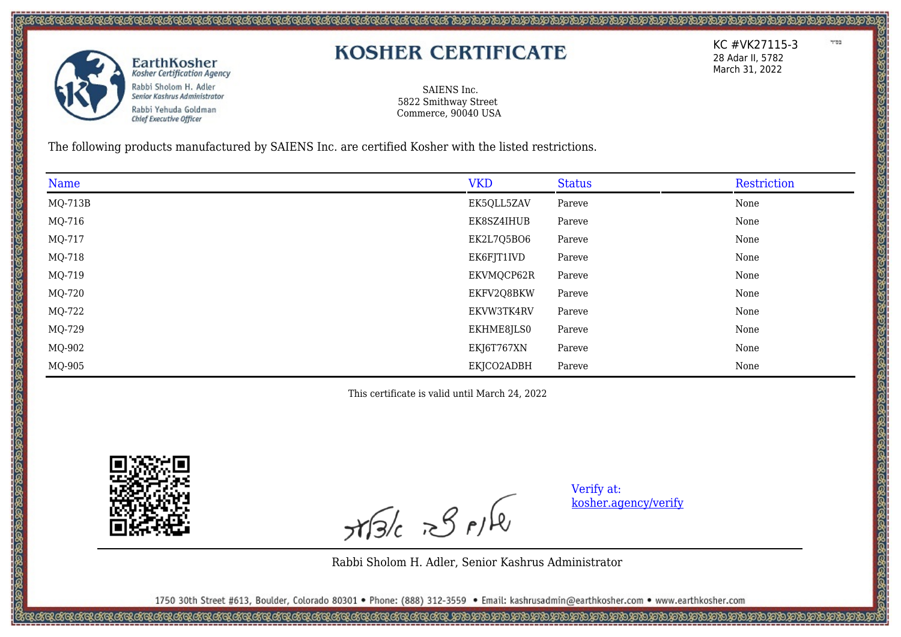EarthKosher
*Kosher Certification Agency*
Rabbi Sholom H. Adler
*Senior Kashrus Administrator*
Rabbi Yehuda Goldman
*Chief Executive Officer*

# KOSHER CERTIFICATE

KC #VK27115-3
28 Adar II, 5782
March 31, 2022

SAIENS Inc.
5822 Smithway Street
Commerce, 90040 USA

The following products manufactured by SAIENS Inc. are certified Kosher with the listed restrictions.

| Name | VKD | Status | | Restriction |
|---|---|---|---|---|
| MQ-713B | EK5QLL5ZAV | Pareve | | None |
| MQ-716 | EK8SZ4IHUB | Pareve | | None |
| MQ-717 | EK2L7Q5BO6 | Pareve | | None |
| MQ-718 | EK6FJT1IVD | Pareve | | None |
| MQ-719 | EKVMQCP62R | Pareve | | None |
| MQ-720 | EKFV2Q8BKW | Pareve | | None |
| MQ-722 | EKVW3TK4RV | Pareve | | None |
| MQ-729 | EKHME8JLS0 | Pareve | | None |
| MQ-902 | EKJ6T767XN | Pareve | | None |
| MQ-905 | EKJCO2ADBH | Pareve | | None |

This certificate is valid until March 24, 2022

Verify at:
kosher.agency/verify

Rabbi Sholom H. Adler, Senior Kashrus Administrator

1750 30th Street #613, Boulder, Colorado 80301 • Phone: (888) 312-3559 • Email: kashrusadmin@earthkosher.com • www.earthkosher.com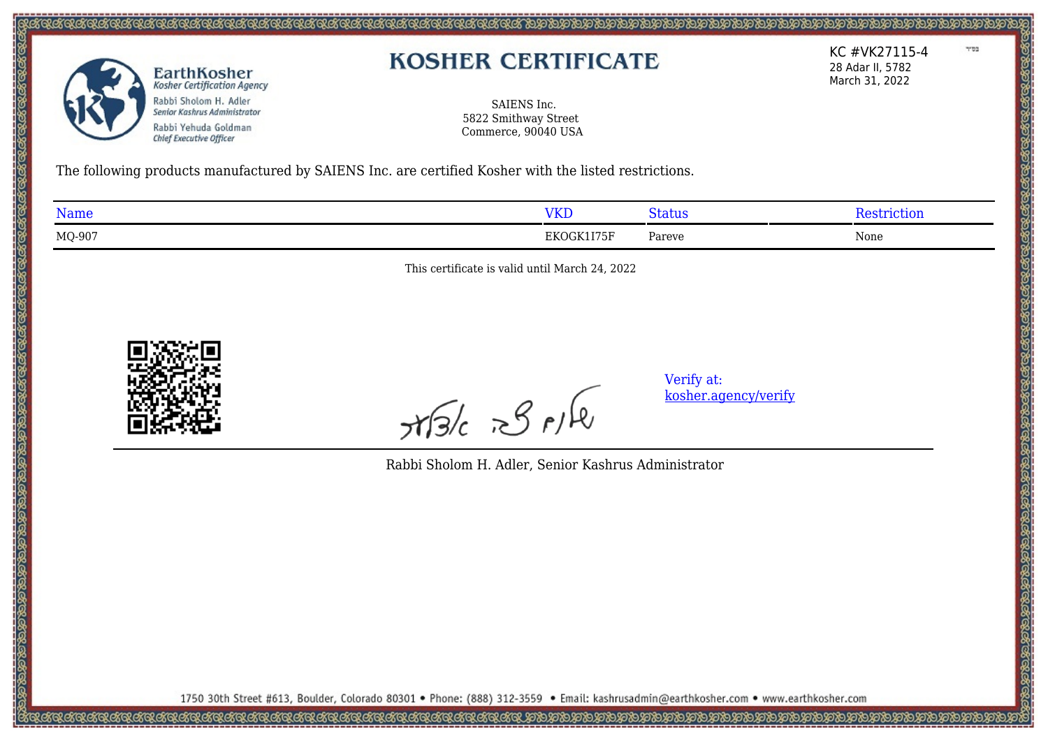EarthKosher
*Kosher Certification Agency*
Rabbi Sholom H. Adler
*Senior Kashrus Administrator*
Rabbi Yehuda Goldman
*Chief Executive Officer*

# KOSHER CERTIFICATE

KC #VK27115-4
28 Adar II, 5782
March 31, 2022

SAIENS Inc.
5822 Smithway Street
Commerce, 90040 USA

The following products manufactured by SAIENS Inc. are certified Kosher with the listed restrictions.

| Name | VKD | Status | | Restriction |
|---|---|---|---|---|
| MQ-907 | EKOGK1I75F | Pareve | | None |

This certificate is valid until March 24, 2022

Verify at:
kosher.agency/verify

Rabbi Sholom H. Adler, Senior Kashrus Administrator

1750 30th Street #613, Boulder, Colorado 80301 • Phone: (888) 312-3559 • Email: kashrusadmin@earthkosher.com • www.earthkosher.com